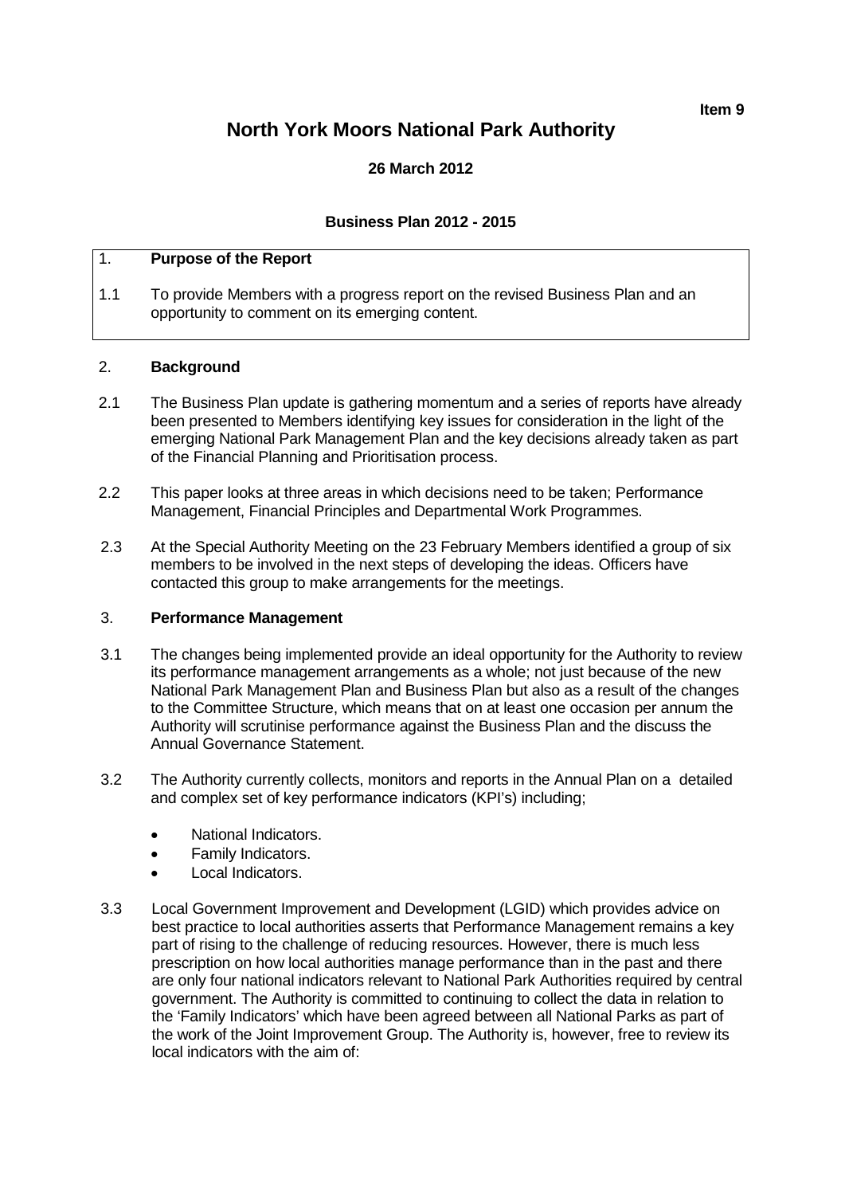**Item 9**

# North York Moors National Park Authority

**26 March 2012**

**Business Plan 2012 - 2015**

## 1. Purpose of the Report

1.1 To provide Members with a progress report on the revised Business Plan and an opportunity to comment on its emerging content.

## 2. Background

2.1 The Business Plan update is gathering momentum and a series of reports have already been presented to Members identifying key issues for consideration in the light of the emerging National Park Management Plan and the key decisions already taken as part of the Financial Planning and Prioritisation process.

2.2 This paper looks at three areas in which decisions need to be taken; Performance Management, Financial Principles and Departmental Work Programmes.

2.3 At the Special Authority Meeting on the 23 February Members identified a group of six members to be involved in the next steps of developing the ideas. Officers have contacted this group to make arrangements for the meetings.

## 3. Performance Management

3.1 The changes being implemented provide an ideal opportunity for the Authority to review its performance management arrangements as a whole; not just because of the new National Park Management Plan and Business Plan but also as a result of the changes to the Committee Structure, which means that on at least one occasion per annum the Authority will scrutinise performance against the Business Plan and the discuss the Annual Governance Statement.

3.2 The Authority currently collects, monitors and reports in the Annual Plan on a detailed and complex set of key performance indicators (KPI's) including;

- National Indicators.
- Family Indicators.
- Local Indicators.

3.3 Local Government Improvement and Development (LGID) which provides advice on best practice to local authorities asserts that Performance Management remains a key part of rising to the challenge of reducing resources. However, there is much less prescription on how local authorities manage performance than in the past and there are only four national indicators relevant to National Park Authorities required by central government. The Authority is committed to continuing to collect the data in relation to the 'Family Indicators' which have been agreed between all National Parks as part of the work of the Joint Improvement Group. The Authority is, however, free to review its local indicators with the aim of: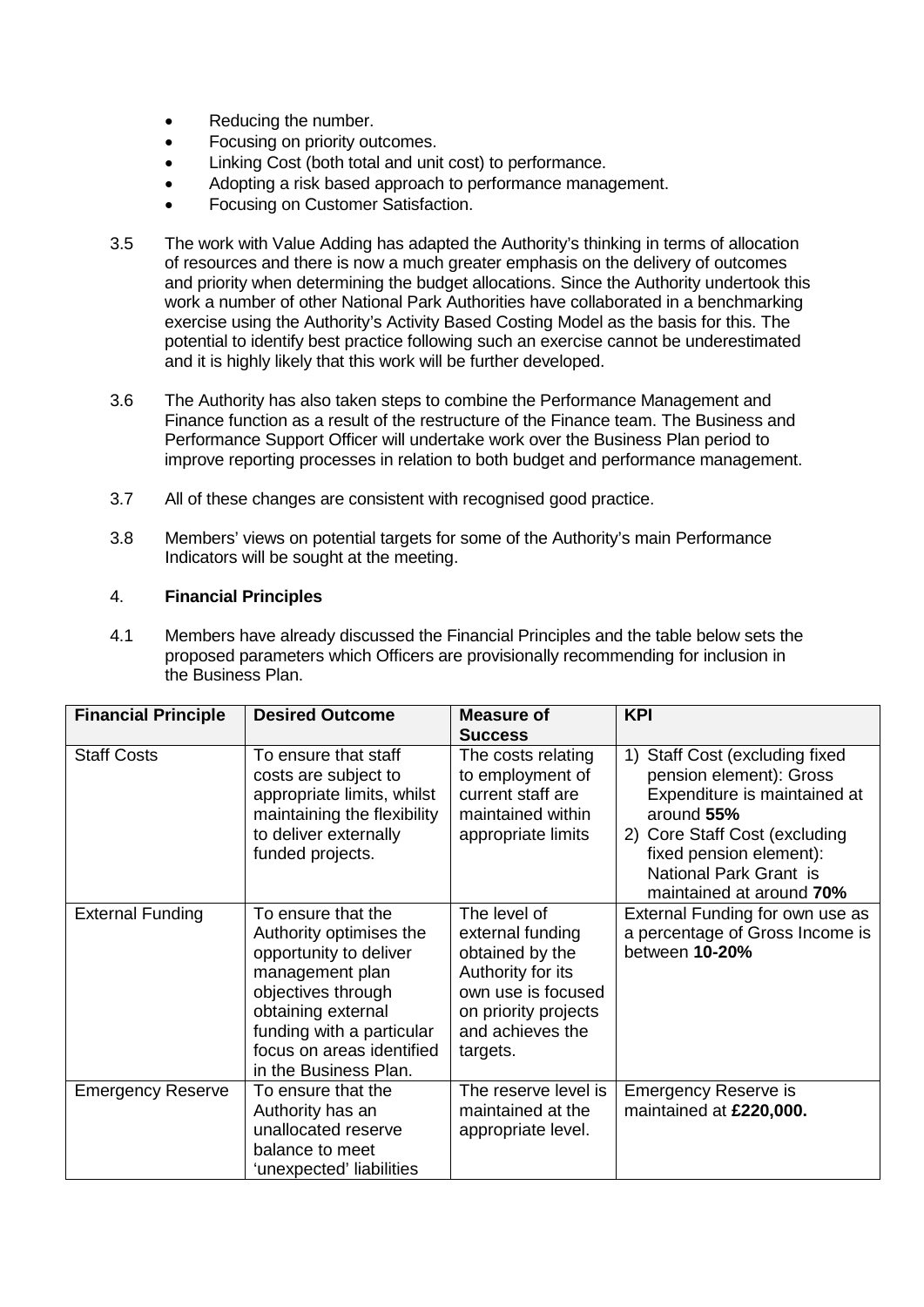- Reducing the number.
- Focusing on priority outcomes.
- Linking Cost (both total and unit cost) to performance.
- Adopting a risk based approach to performance management.
- Focusing on Customer Satisfaction.

3.5 The work with Value Adding has adapted the Authority's thinking in terms of allocation of resources and there is now a much greater emphasis on the delivery of outcomes and priority when determining the budget allocations. Since the Authority undertook this work a number of other National Park Authorities have collaborated in a benchmarking exercise using the Authority's Activity Based Costing Model as the basis for this. The potential to identify best practice following such an exercise cannot be underestimated and it is highly likely that this work will be further developed.

3.6 The Authority has also taken steps to combine the Performance Management and Finance function as a result of the restructure of the Finance team. The Business and Performance Support Officer will undertake work over the Business Plan period to improve reporting processes in relation to both budget and performance management.

3.7 All of these changes are consistent with recognised good practice.

3.8 Members' views on potential targets for some of the Authority's main Performance Indicators will be sought at the meeting.

## 4. **Financial Principles**

4.1 Members have already discussed the Financial Principles and the table below sets the proposed parameters which Officers are provisionally recommending for inclusion in the Business Plan.

| **Financial Principle** | **Desired Outcome** | **Measure of Success** | **KPI** |
| --- | --- | --- | --- |
| Staff Costs | To ensure that staff costs are subject to appropriate limits, whilst maintaining the flexibility to deliver externally funded projects. | The costs relating to employment of current staff are maintained within appropriate limits | 1) Staff Cost (excluding fixed pension element): Gross Expenditure is maintained at around **55%**<br>2) Core Staff Cost (excluding fixed pension element): National Park Grant is maintained at around **70%** |
| External Funding | To ensure that the Authority optimises the opportunity to deliver management plan objectives through obtaining external funding with a particular focus on areas identified in the Business Plan. | The level of external funding obtained by the Authority for its own use is focused on priority projects and achieves the targets. | External Funding for own use as a percentage of Gross Income is between **10-20%** |
| Emergency Reserve | To ensure that the Authority has an unallocated reserve balance to meet 'unexpected' liabilities | The reserve level is maintained at the appropriate level. | Emergency Reserve is maintained at **£220,000.** |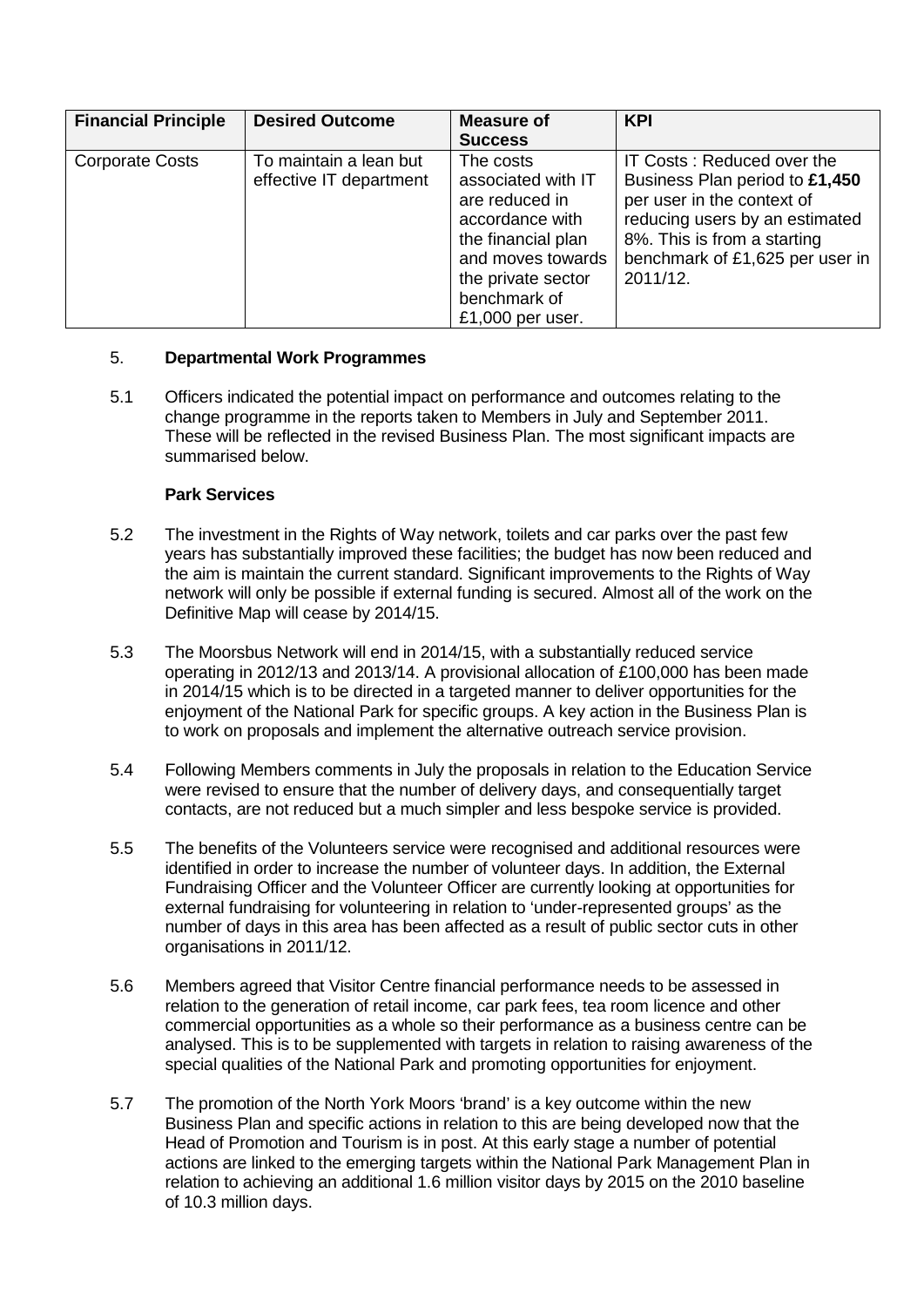| Financial Principle | Desired Outcome | Measure of Success | KPI |
|---|---|---|---|
| Corporate Costs | To maintain a lean but effective IT department | The costs associated with IT are reduced in accordance with the financial plan and moves towards the private sector benchmark of £1,000 per user. | IT Costs : Reduced over the Business Plan period to **£1,450** per user in the context of reducing users by an estimated 8%. This is from a starting benchmark of £1,625 per user in 2011/12. |

5. **Departmental Work Programmes**

5.1 Officers indicated the potential impact on performance and outcomes relating to the change programme in the reports taken to Members in July and September 2011. These will be reflected in the revised Business Plan. The most significant impacts are summarised below.

**Park Services**

5.2 The investment in the Rights of Way network, toilets and car parks over the past few years has substantially improved these facilities; the budget has now been reduced and the aim is maintain the current standard. Significant improvements to the Rights of Way network will only be possible if external funding is secured. Almost all of the work on the Definitive Map will cease by 2014/15.

5.3 The Moorsbus Network will end in 2014/15, with a substantially reduced service operating in 2012/13 and 2013/14. A provisional allocation of £100,000 has been made in 2014/15 which is to be directed in a targeted manner to deliver opportunities for the enjoyment of the National Park for specific groups. A key action in the Business Plan is to work on proposals and implement the alternative outreach service provision.

5.4 Following Members comments in July the proposals in relation to the Education Service were revised to ensure that the number of delivery days, and consequentially target contacts, are not reduced but a much simpler and less bespoke service is provided.

5.5 The benefits of the Volunteers service were recognised and additional resources were identified in order to increase the number of volunteer days. In addition, the External Fundraising Officer and the Volunteer Officer are currently looking at opportunities for external fundraising for volunteering in relation to 'under-represented groups' as the number of days in this area has been affected as a result of public sector cuts in other organisations in 2011/12.

5.6 Members agreed that Visitor Centre financial performance needs to be assessed in relation to the generation of retail income, car park fees, tea room licence and other commercial opportunities as a whole so their performance as a business centre can be analysed. This is to be supplemented with targets in relation to raising awareness of the special qualities of the National Park and promoting opportunities for enjoyment.

5.7 The promotion of the North York Moors 'brand' is a key outcome within the new Business Plan and specific actions in relation to this are being developed now that the Head of Promotion and Tourism is in post. At this early stage a number of potential actions are linked to the emerging targets within the National Park Management Plan in relation to achieving an additional 1.6 million visitor days by 2015 on the 2010 baseline of 10.3 million days.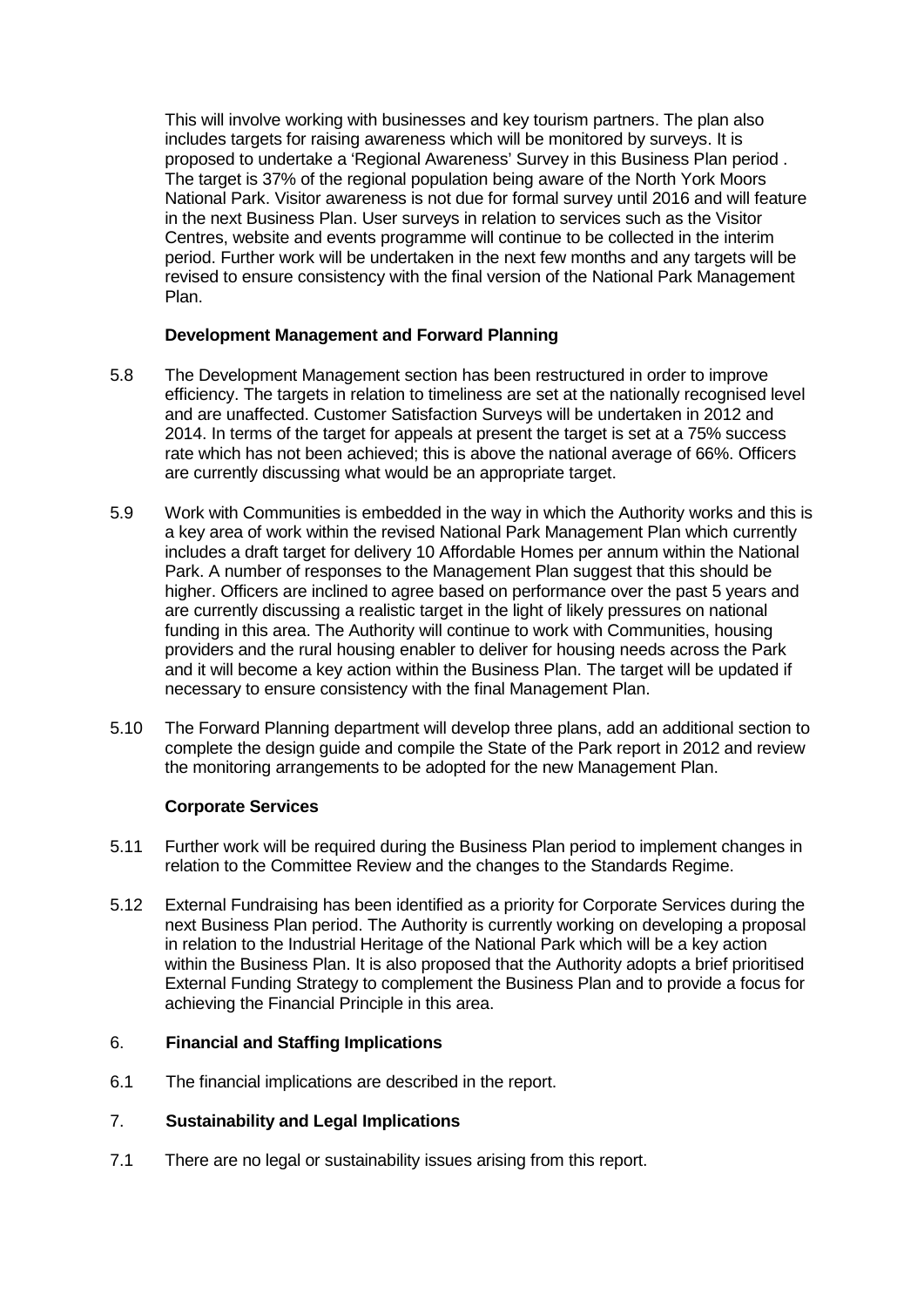This will involve working with businesses and key tourism partners. The plan also includes targets for raising awareness which will be monitored by surveys. It is proposed to undertake a 'Regional Awareness' Survey in this Business Plan period . The target is 37% of the regional population being aware of the North York Moors National Park. Visitor awareness is not due for formal survey until 2016 and will feature in the next Business Plan. User surveys in relation to services such as the Visitor Centres, website and events programme will continue to be collected in the interim period. Further work will be undertaken in the next few months and any targets will be revised to ensure consistency with the final version of the National Park Management Plan.

**Development Management and Forward Planning**

5.8 The Development Management section has been restructured in order to improve efficiency. The targets in relation to timeliness are set at the nationally recognised level and are unaffected. Customer Satisfaction Surveys will be undertaken in 2012 and 2014. In terms of the target for appeals at present the target is set at a 75% success rate which has not been achieved; this is above the national average of 66%. Officers are currently discussing what would be an appropriate target.

5.9 Work with Communities is embedded in the way in which the Authority works and this is a key area of work within the revised National Park Management Plan which currently includes a draft target for delivery 10 Affordable Homes per annum within the National Park. A number of responses to the Management Plan suggest that this should be higher. Officers are inclined to agree based on performance over the past 5 years and are currently discussing a realistic target in the light of likely pressures on national funding in this area. The Authority will continue to work with Communities, housing providers and the rural housing enabler to deliver for housing needs across the Park and it will become a key action within the Business Plan. The target will be updated if necessary to ensure consistency with the final Management Plan.

5.10 The Forward Planning department will develop three plans, add an additional section to complete the design guide and compile the State of the Park report in 2012 and review the monitoring arrangements to be adopted for the new Management Plan.

**Corporate Services**

5.11 Further work will be required during the Business Plan period to implement changes in relation to the Committee Review and the changes to the Standards Regime.

5.12 External Fundraising has been identified as a priority for Corporate Services during the next Business Plan period. The Authority is currently working on developing a proposal in relation to the Industrial Heritage of the National Park which will be a key action within the Business Plan. It is also proposed that the Authority adopts a brief prioritised External Funding Strategy to complement the Business Plan and to provide a focus for achieving the Financial Principle in this area.

## 6. Financial and Staffing Implications

6.1 The financial implications are described in the report.

## 7. Sustainability and Legal Implications

7.1 There are no legal or sustainability issues arising from this report.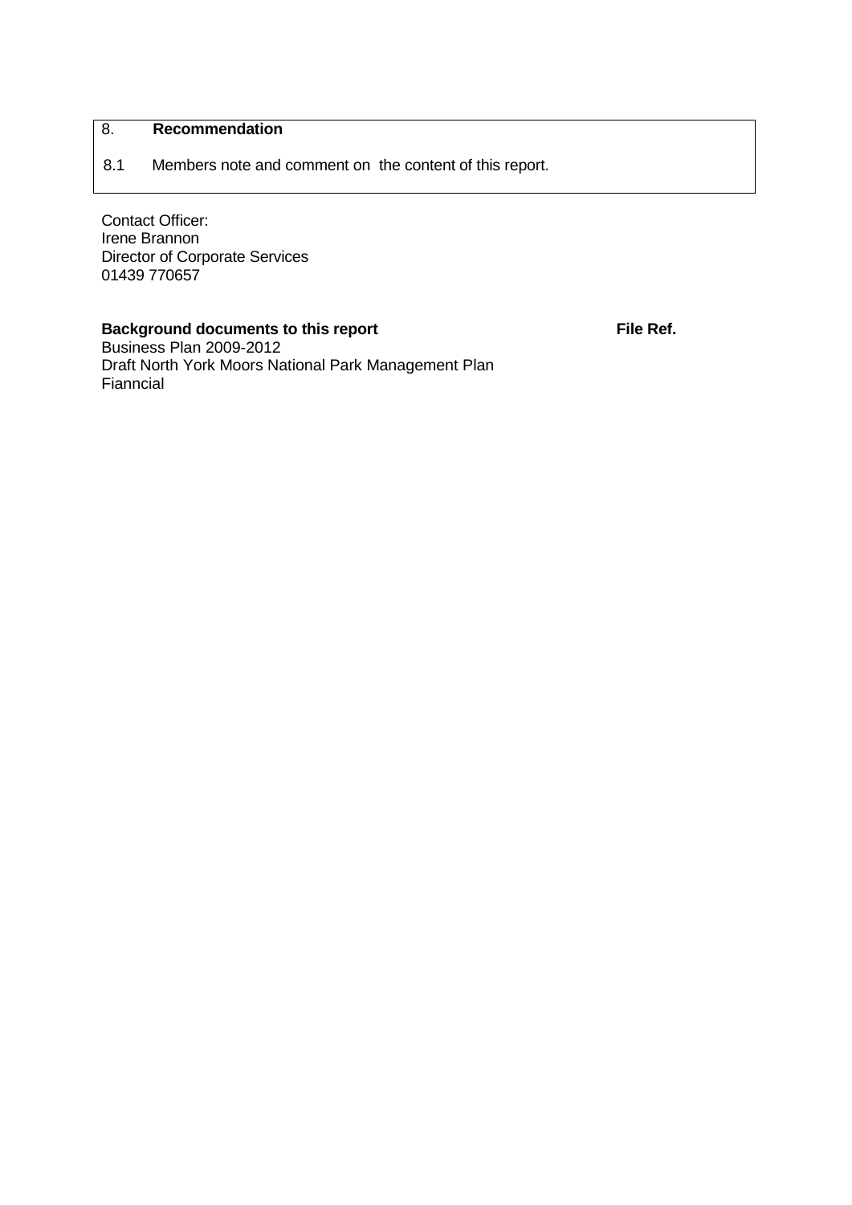## 8. Recommendation

8.1 Members note and comment on the content of this report.

Contact Officer:
Irene Brannon
Director of Corporate Services
01439 770657

**Background documents to this report** **File Ref.**

Business Plan 2009-2012
Draft North York Moors National Park Management Plan
Fianncial